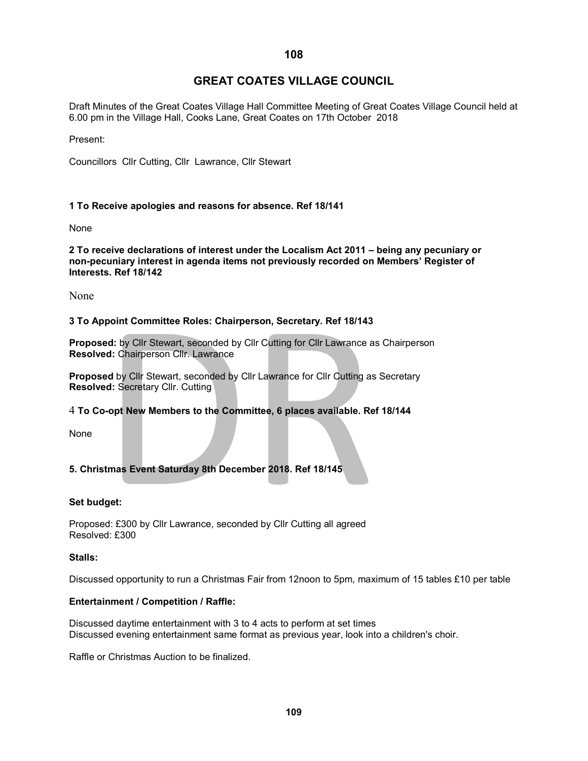# GREAT COATES VILLAGE COUNCIL

Draft Minutes of the Great Coates Village Hall Committee Meeting of Great Coates Village Council held at 6.00 pm in the Village Hall, Cooks Lane, Great Coates on 17th October 2018

Present:

Councillors Cllr Cutting, Cllr Lawrance, Cllr Stewart

**1 To Receive apologies and reasons for absence. Ref 18/141**

None

**2 To receive declarations of interest under the Localism Act 2011 – being any pecuniary or non-pecuniary interest in agenda items not previously recorded on Members' Register of Interests. Ref 18/142**

None

**3 To Appoint Committee Roles: Chairperson, Secretary. Ref 18/143**

**Proposed:** by Cllr Stewart, seconded by Cllr Cutting for Cllr Lawrance as Chairperson
**Resolved:** Chairperson Cllr. Lawrance

**Proposed** by Cllr Stewart, seconded by Cllr Lawrance for Cllr Cutting as Secretary
**Resolved:** Secretary Cllr. Cutting

4 **To Co-opt New Members to the Committee, 6 places available. Ref 18/144**

None

**5. Christmas Event Saturday 8th December 2018. Ref 18/145**

**Set budget:**

Proposed: £300 by Cllr Lawrance, seconded by Cllr Cutting all agreed
Resolved: £300

**Stalls:**

Discussed opportunity to run a Christmas Fair from 12noon to 5pm, maximum of 15 tables £10 per table

**Entertainment / Competition / Raffle:**

Discussed daytime entertainment with 3 to 4 acts to perform at set times
Discussed evening entertainment same format as previous year, look into a children's choir.

Raffle or Christmas Auction to be finalized.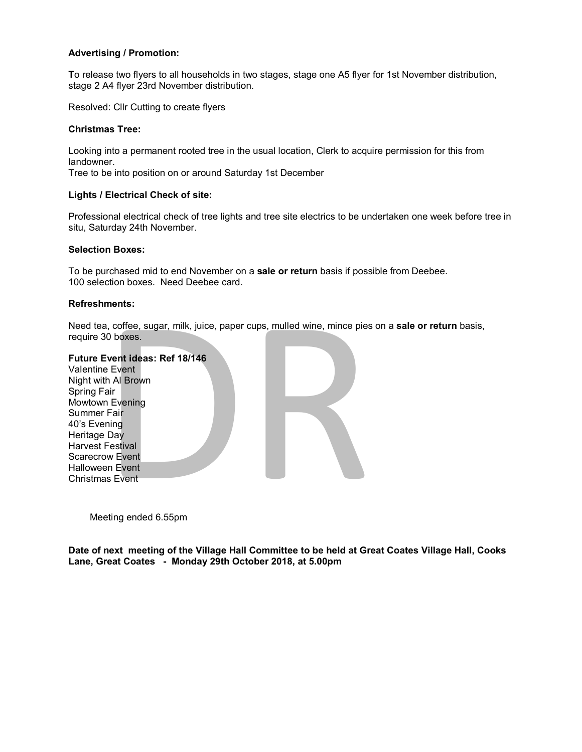**Advertising / Promotion:**

**T**o release two flyers to all households in two stages, stage one A5 flyer for 1st November distribution, stage 2 A4 flyer 23rd November distribution.

Resolved: Cllr Cutting to create flyers

**Christmas Tree:**

Looking into a permanent rooted tree in the usual location, Clerk to acquire permission for this from landowner.
Tree to be into position on or around Saturday 1st December

**Lights / Electrical Check of site:**

Professional electrical check of tree lights and tree site electrics to be undertaken one week before tree in situ, Saturday 24th November.

**Selection Boxes:**

To be purchased mid to end November on a **sale or return** basis if possible from Deebee.
100 selection boxes. Need Deebee card.

**Refreshments:**

Need tea, coffee, sugar, milk, juice, paper cups, mulled wine, mince pies on a **sale or return** basis, require 30 boxes.

**Future Event ideas: Ref 18/146**
Valentine Event
Night with Al Brown
Spring Fair
Mowtown Evening
Summer Fair
40's Evening
Heritage Day
Harvest Festival
Scarecrow Event
Halloween Event
Christmas Event

Meeting ended 6.55pm

**Date of next meeting of the Village Hall Committee to be held at Great Coates Village Hall, Cooks Lane, Great Coates - Monday 29th October 2018, at 5.00pm**